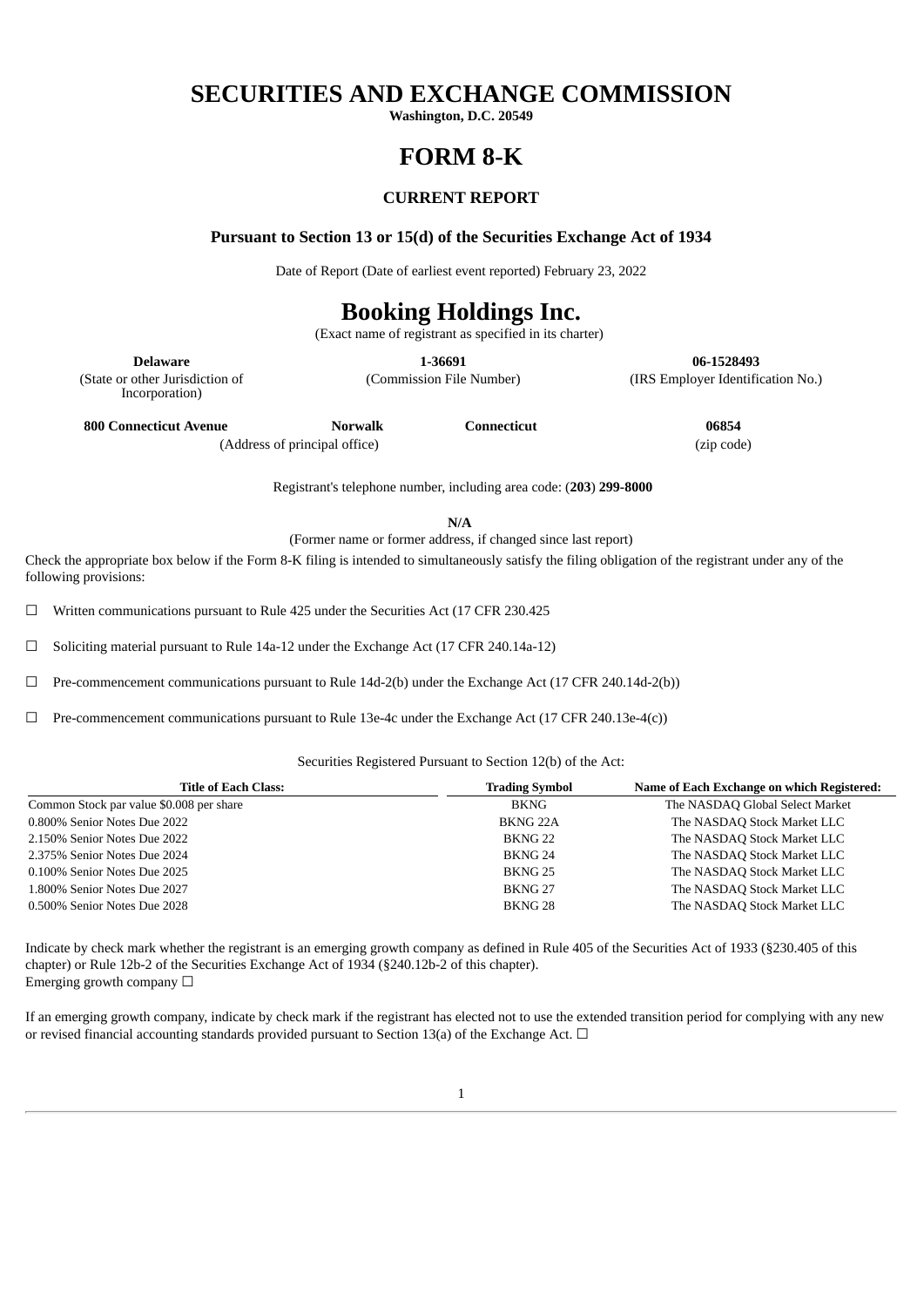# SECURITIES AND EXCHANGE COMMISSION

**Washington, D.C. 20549**

# FORM 8-K

### CURRENT REPORT

**Pursuant to Section 13 or 15(d) of the Securities Exchange Act of 1934**

Date of Report (Date of earliest event reported) February 23, 2022

# Booking Holdings Inc.

(Exact name of registrant as specified in its charter)

| **Delaware** | **1-36691** | **06-1528493** |
|---|---|---|
| (State or other Jurisdiction of Incorporation) | (Commission File Number) | (IRS Employer Identification No.) |

| **800 Connecticut Avenue** | **Norwalk** | **Connecticut** | **06854** |
|---|---|---|---|
| (Address of principal office) | | | (zip code) |

Registrant's telephone number, including area code: (**203**) **299-8000**

**N/A**

(Former name or former address, if changed since last report)

Check the appropriate box below if the Form 8-K filing is intended to simultaneously satisfy the filing obligation of the registrant under any of the following provisions:

☐ Written communications pursuant to Rule 425 under the Securities Act (17 CFR 230.425

☐ Soliciting material pursuant to Rule 14a-12 under the Exchange Act (17 CFR 240.14a-12)

☐ Pre-commencement communications pursuant to Rule 14d-2(b) under the Exchange Act (17 CFR 240.14d-2(b))

☐ Pre-commencement communications pursuant to Rule 13e-4c under the Exchange Act (17 CFR 240.13e-4(c))

Securities Registered Pursuant to Section 12(b) of the Act:

| Title of Each Class: | Trading Symbol | Name of Each Exchange on which Registered: |
|---|---|---|
| Common Stock par value $0.008 per share | BKNG | The NASDAQ Global Select Market |
| 0.800% Senior Notes Due 2022 | BKNG 22A | The NASDAQ Stock Market LLC |
| 2.150% Senior Notes Due 2022 | BKNG 22 | The NASDAQ Stock Market LLC |
| 2.375% Senior Notes Due 2024 | BKNG 24 | The NASDAQ Stock Market LLC |
| 0.100% Senior Notes Due 2025 | BKNG 25 | The NASDAQ Stock Market LLC |
| 1.800% Senior Notes Due 2027 | BKNG 27 | The NASDAQ Stock Market LLC |
| 0.500% Senior Notes Due 2028 | BKNG 28 | The NASDAQ Stock Market LLC |

Indicate by check mark whether the registrant is an emerging growth company as defined in Rule 405 of the Securities Act of 1933 (§230.405 of this chapter) or Rule 12b-2 of the Securities Exchange Act of 1934 (§240.12b-2 of this chapter).
Emerging growth company ☐

If an emerging growth company, indicate by check mark if the registrant has elected not to use the extended transition period for complying with any new or revised financial accounting standards provided pursuant to Section 13(a) of the Exchange Act. ☐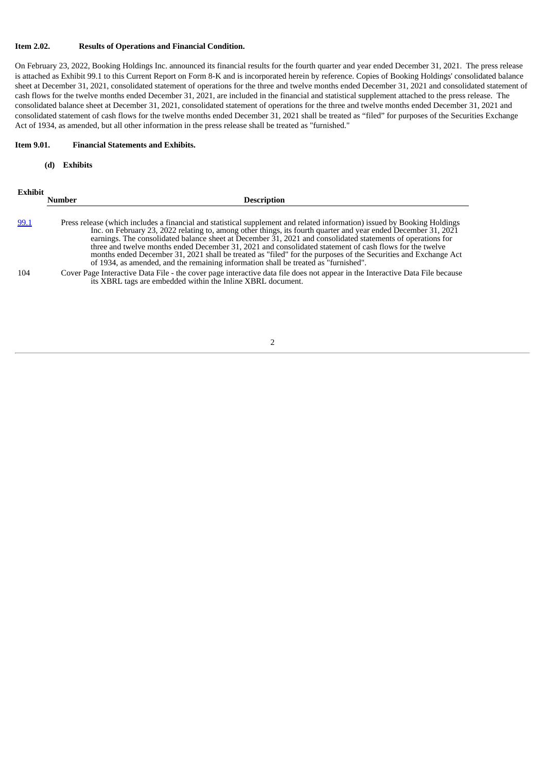**Item 2.02. Results of Operations and Financial Condition.**

On February 23, 2022, Booking Holdings Inc. announced its financial results for the fourth quarter and year ended December 31, 2021. The press release is attached as Exhibit 99.1 to this Current Report on Form 8-K and is incorporated herein by reference. Copies of Booking Holdings' consolidated balance sheet at December 31, 2021, consolidated statement of operations for the three and twelve months ended December 31, 2021 and consolidated statement of cash flows for the twelve months ended December 31, 2021, are included in the financial and statistical supplement attached to the press release. The consolidated balance sheet at December 31, 2021, consolidated statement of operations for the three and twelve months ended December 31, 2021 and consolidated statement of cash flows for the twelve months ended December 31, 2021 shall be treated as "filed" for purposes of the Securities Exchange Act of 1934, as amended, but all other information in the press release shall be treated as "furnished."

**Item 9.01. Financial Statements and Exhibits.**

**(d) Exhibits**

| Exhibit Number | Description |
|---|---|
| 99.1 | Press release (which includes a financial and statistical supplement and related information) issued by Booking Holdings Inc. on February 23, 2022 relating to, among other things, its fourth quarter and year ended December 31, 2021 earnings. The consolidated balance sheet at December 31, 2021 and consolidated statements of operations for three and twelve months ended December 31, 2021 and consolidated statement of cash flows for the twelve months ended December 31, 2021 shall be treated as "filed" for the purposes of the Securities and Exchange Act of 1934, as amended, and the remaining information shall be treated as "furnished". |
| 104 | Cover Page Interactive Data File - the cover page interactive data file does not appear in the Interactive Data File because its XBRL tags are embedded within the Inline XBRL document. |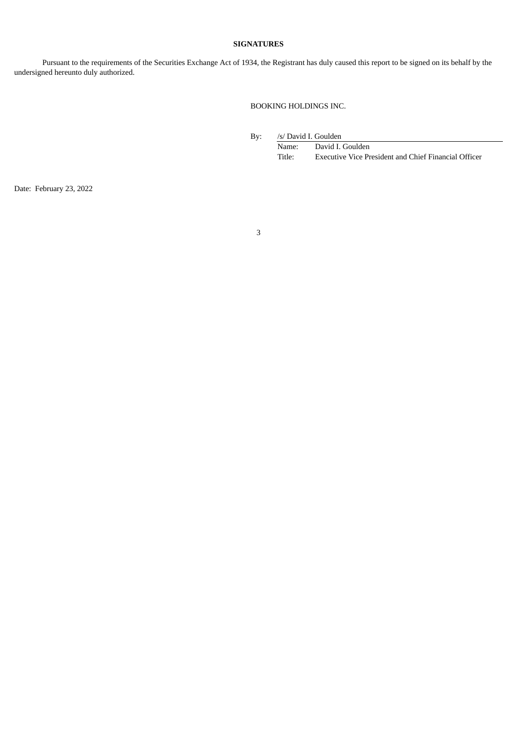**SIGNATURES**

Pursuant to the requirements of the Securities Exchange Act of 1934, the Registrant has duly caused this report to be signed on its behalf by the undersigned hereunto duly authorized.

BOOKING HOLDINGS INC.

By: /s/ David I. Goulden

Name: David I. Goulden

Title: Executive Vice President and Chief Financial Officer

Date: February 23, 2022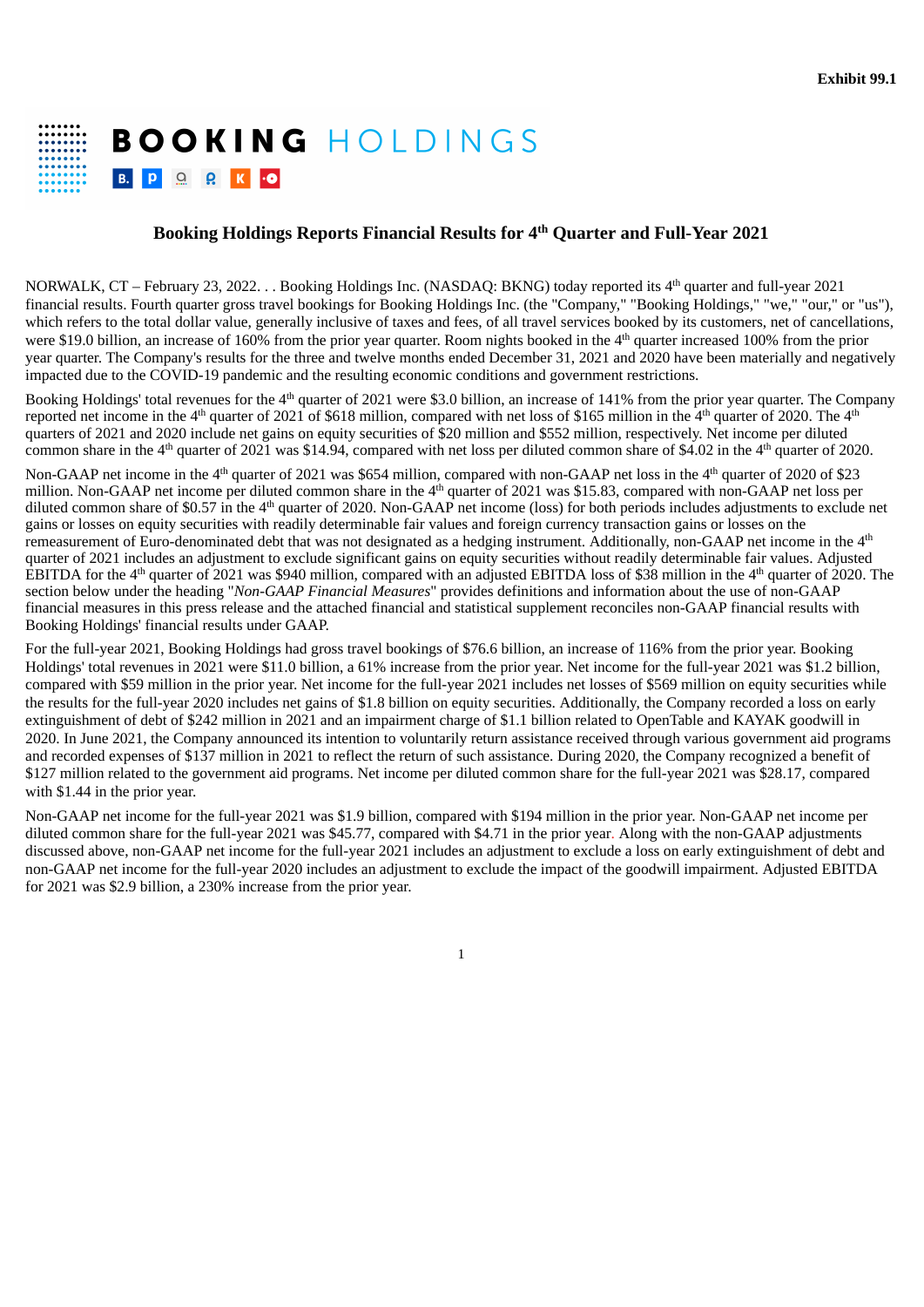Exhibit 99.1

**BOOKING HOLDINGS**

## Booking Holdings Reports Financial Results for 4th Quarter and Full-Year 2021

NORWALK, CT – February 23, 2022. . . Booking Holdings Inc. (NASDAQ: BKNG) today reported its 4th quarter and full-year 2021 financial results. Fourth quarter gross travel bookings for Booking Holdings Inc. (the "Company," "Booking Holdings," "we," "our," or "us"), which refers to the total dollar value, generally inclusive of taxes and fees, of all travel services booked by its customers, net of cancellations, were $19.0 billion, an increase of 160% from the prior year quarter. Room nights booked in the 4th quarter increased 100% from the prior year quarter. The Company's results for the three and twelve months ended December 31, 2021 and 2020 have been materially and negatively impacted due to the COVID-19 pandemic and the resulting economic conditions and government restrictions.

Booking Holdings' total revenues for the 4th quarter of 2021 were $3.0 billion, an increase of 141% from the prior year quarter. The Company reported net income in the 4th quarter of 2021 of $618 million, compared with net loss of $165 million in the 4th quarter of 2020. The 4th quarters of 2021 and 2020 include net gains on equity securities of $20 million and $552 million, respectively. Net income per diluted common share in the 4th quarter of 2021 was $14.94, compared with net loss per diluted common share of $4.02 in the 4th quarter of 2020.

Non-GAAP net income in the 4th quarter of 2021 was $654 million, compared with non-GAAP net loss in the 4th quarter of 2020 of $23 million. Non-GAAP net income per diluted common share in the 4th quarter of 2021 was $15.83, compared with non-GAAP net loss per diluted common share of $0.57 in the 4th quarter of 2020. Non-GAAP net income (loss) for both periods includes adjustments to exclude net gains or losses on equity securities with readily determinable fair values and foreign currency transaction gains or losses on the remeasurement of Euro-denominated debt that was not designated as a hedging instrument. Additionally, non-GAAP net income in the 4th quarter of 2021 includes an adjustment to exclude significant gains on equity securities without readily determinable fair values. Adjusted EBITDA for the 4th quarter of 2021 was $940 million, compared with an adjusted EBITDA loss of $38 million in the 4th quarter of 2020. The section below under the heading "*Non-GAAP Financial Measures*" provides definitions and information about the use of non-GAAP financial measures in this press release and the attached financial and statistical supplement reconciles non-GAAP financial results with Booking Holdings' financial results under GAAP.

For the full-year 2021, Booking Holdings had gross travel bookings of $76.6 billion, an increase of 116% from the prior year. Booking Holdings' total revenues in 2021 were $11.0 billion, a 61% increase from the prior year. Net income for the full-year 2021 was $1.2 billion, compared with $59 million in the prior year. Net income for the full-year 2021 includes net losses of $569 million on equity securities while the results for the full-year 2020 includes net gains of $1.8 billion on equity securities. Additionally, the Company recorded a loss on early extinguishment of debt of $242 million in 2021 and an impairment charge of $1.1 billion related to OpenTable and KAYAK goodwill in 2020. In June 2021, the Company announced its intention to voluntarily return assistance received through various government aid programs and recorded expenses of $137 million in 2021 to reflect the return of such assistance. During 2020, the Company recognized a benefit of $127 million related to the government aid programs. Net income per diluted common share for the full-year 2021 was $28.17, compared with $1.44 in the prior year.

Non-GAAP net income for the full-year 2021 was $1.9 billion, compared with $194 million in the prior year. Non-GAAP net income per diluted common share for the full-year 2021 was $45.77, compared with $4.71 in the prior year. Along with the non-GAAP adjustments discussed above, non-GAAP net income for the full-year 2021 includes an adjustment to exclude a loss on early extinguishment of debt and non-GAAP net income for the full-year 2020 includes an adjustment to exclude the impact of the goodwill impairment. Adjusted EBITDA for 2021 was $2.9 billion, a 230% increase from the prior year.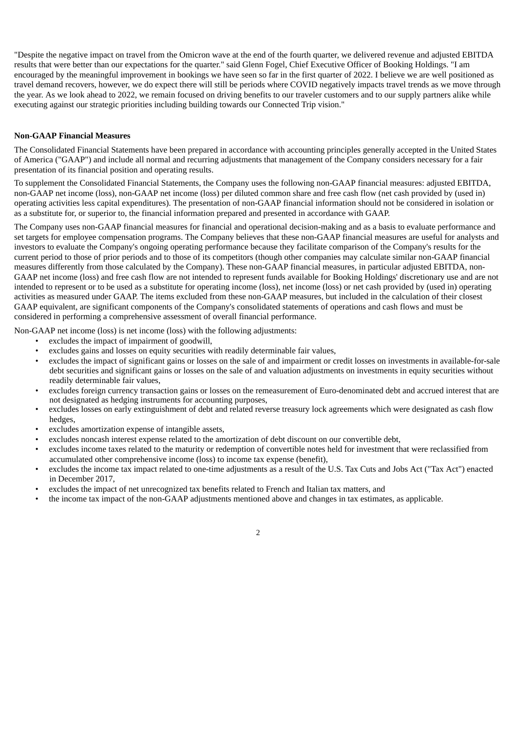"Despite the negative impact on travel from the Omicron wave at the end of the fourth quarter, we delivered revenue and adjusted EBITDA results that were better than our expectations for the quarter." said Glenn Fogel, Chief Executive Officer of Booking Holdings. "I am encouraged by the meaningful improvement in bookings we have seen so far in the first quarter of 2022. I believe we are well positioned as travel demand recovers, however, we do expect there will still be periods where COVID negatively impacts travel trends as we move through the year. As we look ahead to 2022, we remain focused on driving benefits to our traveler customers and to our supply partners alike while executing against our strategic priorities including building towards our Connected Trip vision."

**Non-GAAP Financial Measures**

The Consolidated Financial Statements have been prepared in accordance with accounting principles generally accepted in the United States of America ("GAAP") and include all normal and recurring adjustments that management of the Company considers necessary for a fair presentation of its financial position and operating results.

To supplement the Consolidated Financial Statements, the Company uses the following non-GAAP financial measures: adjusted EBITDA, non-GAAP net income (loss), non-GAAP net income (loss) per diluted common share and free cash flow (net cash provided by (used in) operating activities less capital expenditures). The presentation of non-GAAP financial information should not be considered in isolation or as a substitute for, or superior to, the financial information prepared and presented in accordance with GAAP.

The Company uses non-GAAP financial measures for financial and operational decision-making and as a basis to evaluate performance and set targets for employee compensation programs. The Company believes that these non-GAAP financial measures are useful for analysts and investors to evaluate the Company's ongoing operating performance because they facilitate comparison of the Company's results for the current period to those of prior periods and to those of its competitors (though other companies may calculate similar non-GAAP financial measures differently from those calculated by the Company). These non-GAAP financial measures, in particular adjusted EBITDA, non-GAAP net income (loss) and free cash flow are not intended to represent funds available for Booking Holdings' discretionary use and are not intended to represent or to be used as a substitute for operating income (loss), net income (loss) or net cash provided by (used in) operating activities as measured under GAAP. The items excluded from these non-GAAP measures, but included in the calculation of their closest GAAP equivalent, are significant components of the Company's consolidated statements of operations and cash flows and must be considered in performing a comprehensive assessment of overall financial performance.

Non-GAAP net income (loss) is net income (loss) with the following adjustments:

- excludes the impact of impairment of goodwill,
- excludes gains and losses on equity securities with readily determinable fair values,
- excludes the impact of significant gains or losses on the sale of and impairment or credit losses on investments in available-for-sale debt securities and significant gains or losses on the sale of and valuation adjustments on investments in equity securities without readily determinable fair values,
- excludes foreign currency transaction gains or losses on the remeasurement of Euro-denominated debt and accrued interest that are not designated as hedging instruments for accounting purposes,
- excludes losses on early extinguishment of debt and related reverse treasury lock agreements which were designated as cash flow hedges,
- excludes amortization expense of intangible assets,
- excludes noncash interest expense related to the amortization of debt discount on our convertible debt,
- excludes income taxes related to the maturity or redemption of convertible notes held for investment that were reclassified from accumulated other comprehensive income (loss) to income tax expense (benefit),
- excludes the income tax impact related to one-time adjustments as a result of the U.S. Tax Cuts and Jobs Act ("Tax Act") enacted in December 2017,
- excludes the impact of net unrecognized tax benefits related to French and Italian tax matters, and
- the income tax impact of the non-GAAP adjustments mentioned above and changes in tax estimates, as applicable.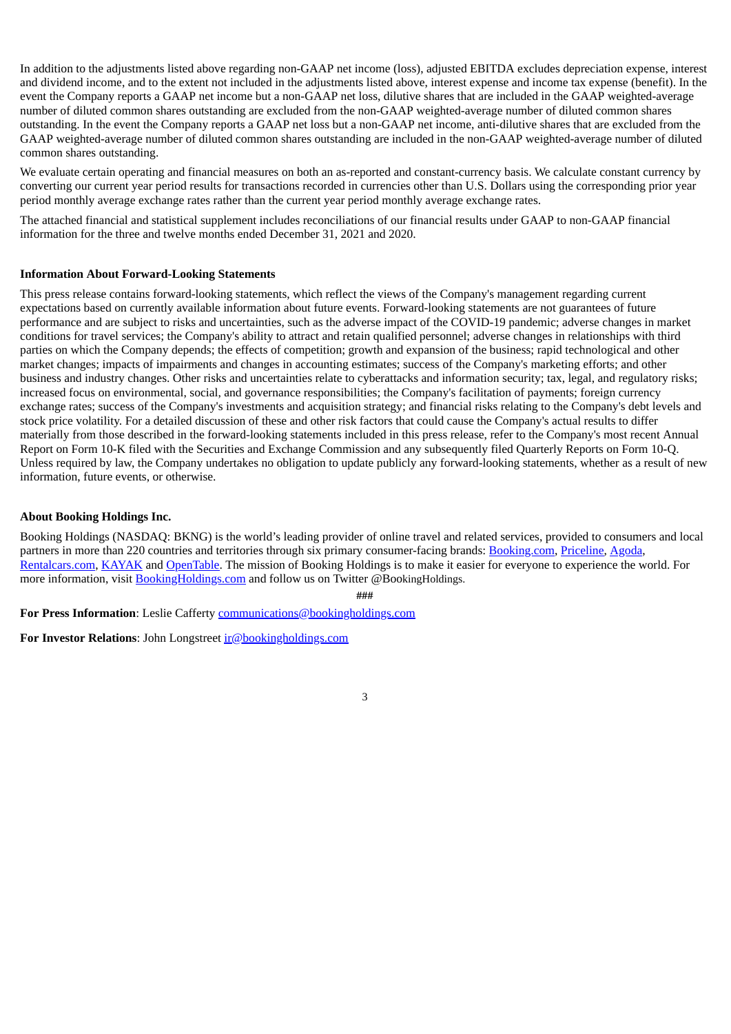In addition to the adjustments listed above regarding non-GAAP net income (loss), adjusted EBITDA excludes depreciation expense, interest and dividend income, and to the extent not included in the adjustments listed above, interest expense and income tax expense (benefit). In the event the Company reports a GAAP net income but a non-GAAP net loss, dilutive shares that are included in the GAAP weighted-average number of diluted common shares outstanding are excluded from the non-GAAP weighted-average number of diluted common shares outstanding. In the event the Company reports a GAAP net loss but a non-GAAP net income, anti-dilutive shares that are excluded from the GAAP weighted-average number of diluted common shares outstanding are included in the non-GAAP weighted-average number of diluted common shares outstanding.

We evaluate certain operating and financial measures on both an as-reported and constant-currency basis. We calculate constant currency by converting our current year period results for transactions recorded in currencies other than U.S. Dollars using the corresponding prior year period monthly average exchange rates rather than the current year period monthly average exchange rates.

The attached financial and statistical supplement includes reconciliations of our financial results under GAAP to non-GAAP financial information for the three and twelve months ended December 31, 2021 and 2020.

**Information About Forward-Looking Statements**

This press release contains forward-looking statements, which reflect the views of the Company's management regarding current expectations based on currently available information about future events. Forward-looking statements are not guarantees of future performance and are subject to risks and uncertainties, such as the adverse impact of the COVID-19 pandemic; adverse changes in market conditions for travel services; the Company's ability to attract and retain qualified personnel; adverse changes in relationships with third parties on which the Company depends; the effects of competition; growth and expansion of the business; rapid technological and other market changes; impacts of impairments and changes in accounting estimates; success of the Company's marketing efforts; and other business and industry changes. Other risks and uncertainties relate to cyberattacks and information security; tax, legal, and regulatory risks; increased focus on environmental, social, and governance responsibilities; the Company's facilitation of payments; foreign currency exchange rates; success of the Company's investments and acquisition strategy; and financial risks relating to the Company's debt levels and stock price volatility. For a detailed discussion of these and other risk factors that could cause the Company's actual results to differ materially from those described in the forward-looking statements included in this press release, refer to the Company's most recent Annual Report on Form 10-K filed with the Securities and Exchange Commission and any subsequently filed Quarterly Reports on Form 10-Q. Unless required by law, the Company undertakes no obligation to update publicly any forward-looking statements, whether as a result of new information, future events, or otherwise.

**About Booking Holdings Inc.**

Booking Holdings (NASDAQ: BKNG) is the world's leading provider of online travel and related services, provided to consumers and local partners in more than 220 countries and territories through six primary consumer-facing brands: Booking.com, Priceline, Agoda, Rentalcars.com, KAYAK and OpenTable. The mission of Booking Holdings is to make it easier for everyone to experience the world. For more information, visit BookingHoldings.com and follow us on Twitter @BookingHoldings.

###

**For Press Information**: Leslie Cafferty communications@bookingholdings.com

**For Investor Relations**: John Longstreet ir@bookingholdings.com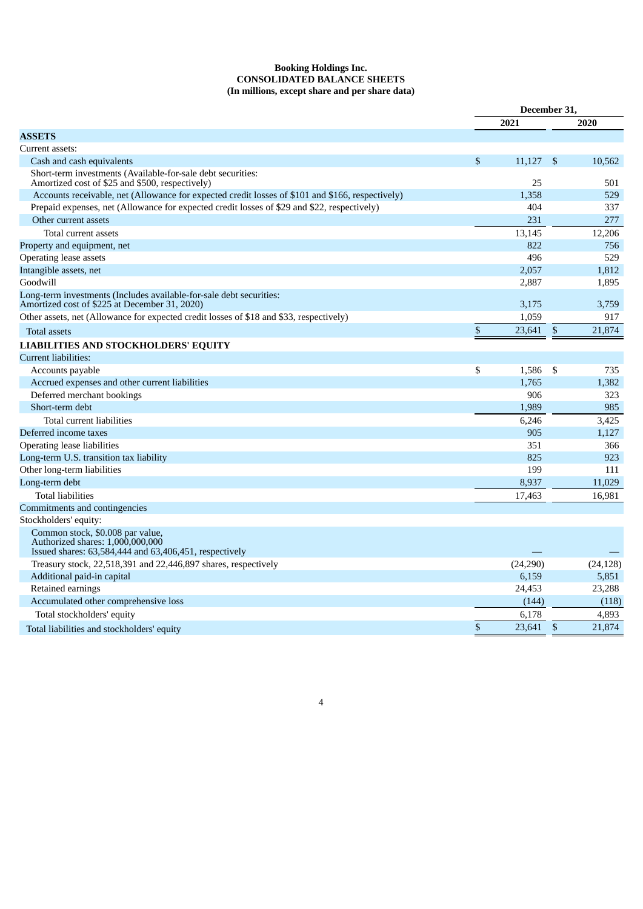**Booking Holdings Inc.**
**CONSOLIDATED BALANCE SHEETS**
**(In millions, except share and per share data)**

| | December 31, 2021 | December 31, 2020 |
|---|---|---|
| **ASSETS** | | |
| Current assets: | | |
| Cash and cash equivalents | $ 11,127 | $ 10,562 |
| Short-term investments (Available-for-sale debt securities: Amortized cost of $25 and $500, respectively) | 25 | 501 |
| Accounts receivable, net (Allowance for expected credit losses of $101 and $166, respectively) | 1,358 | 529 |
| Prepaid expenses, net (Allowance for expected credit losses of $29 and $22, respectively) | 404 | 337 |
| Other current assets | 231 | 277 |
| Total current assets | 13,145 | 12,206 |
| Property and equipment, net | 822 | 756 |
| Operating lease assets | 496 | 529 |
| Intangible assets, net | 2,057 | 1,812 |
| Goodwill | 2,887 | 1,895 |
| Long-term investments (Includes available-for-sale debt securities: Amortized cost of $225 at December 31, 2020) | 3,175 | 3,759 |
| Other assets, net (Allowance for expected credit losses of $18 and $33, respectively) | 1,059 | 917 |
| Total assets | $ 23,641 | $ 21,874 |
| **LIABILITIES AND STOCKHOLDERS' EQUITY** | | |
| Current liabilities: | | |
| Accounts payable | $ 1,586 | $ 735 |
| Accrued expenses and other current liabilities | 1,765 | 1,382 |
| Deferred merchant bookings | 906 | 323 |
| Short-term debt | 1,989 | 985 |
| Total current liabilities | 6,246 | 3,425 |
| Deferred income taxes | 905 | 1,127 |
| Operating lease liabilities | 351 | 366 |
| Long-term U.S. transition tax liability | 825 | 923 |
| Other long-term liabilities | 199 | 111 |
| Long-term debt | 8,937 | 11,029 |
| Total liabilities | 17,463 | 16,981 |
| Commitments and contingencies | | |
| Stockholders' equity: | | |
| Common stock, $0.008 par value, Authorized shares: 1,000,000,000 Issued shares: 63,584,444 and 63,406,451, respectively | — | — |
| Treasury stock, 22,518,391 and 22,446,897 shares, respectively | (24,290) | (24,128) |
| Additional paid-in capital | 6,159 | 5,851 |
| Retained earnings | 24,453 | 23,288 |
| Accumulated other comprehensive loss | (144) | (118) |
| Total stockholders' equity | 6,178 | 4,893 |
| Total liabilities and stockholders' equity | $ 23,641 | $ 21,874 |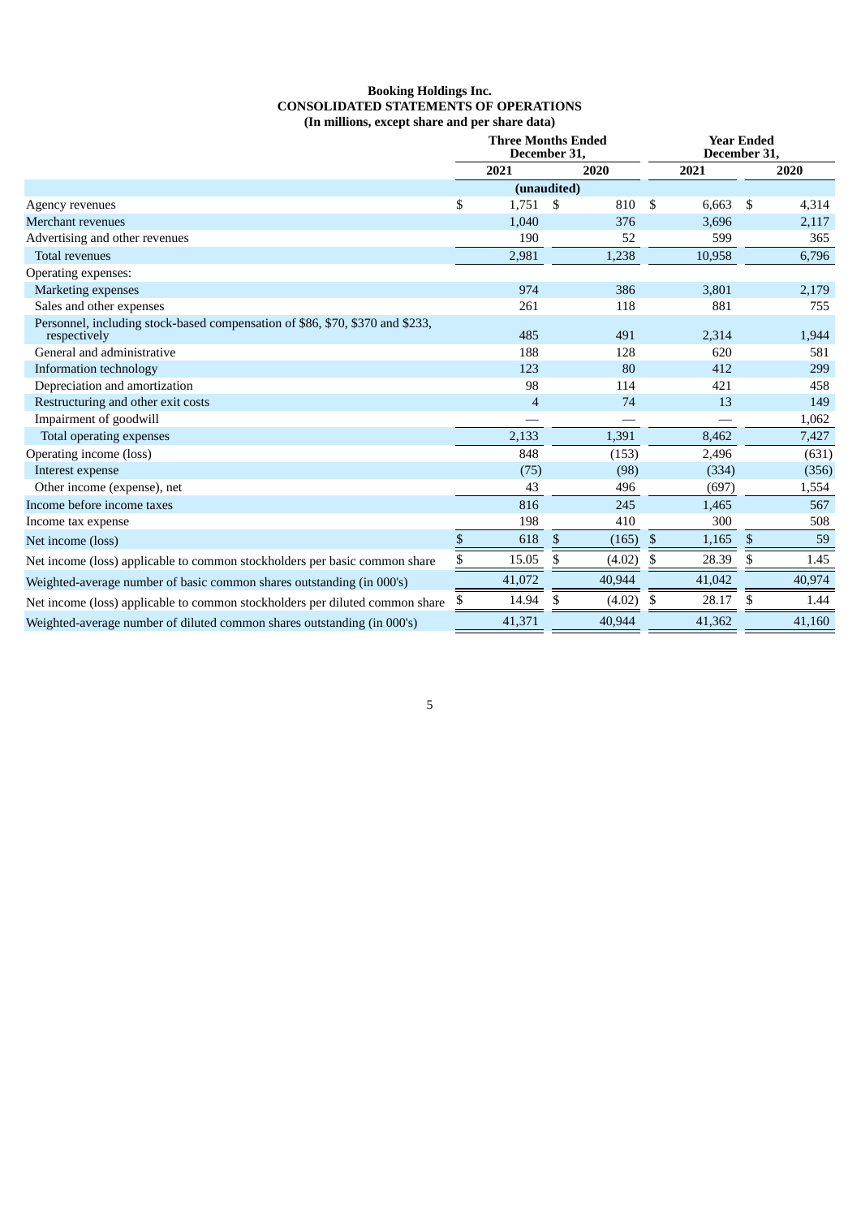**Booking Holdings Inc.**
**CONSOLIDATED STATEMENTS OF OPERATIONS**
**(In millions, except share and per share data)**

| | Three Months Ended December 31, | | Year Ended December 31, | |
|---|---|---|---|---|
| | 2021 | 2020 | 2021 | 2020 |
| | (unaudited) | | | |
| Agency revenues | $ 1,751 | $ 810 | $ 6,663 | $ 4,314 |
| Merchant revenues | 1,040 | 376 | 3,696 | 2,117 |
| Advertising and other revenues | 190 | 52 | 599 | 365 |
| Total revenues | 2,981 | 1,238 | 10,958 | 6,796 |
| Operating expenses: | | | | |
| Marketing expenses | 974 | 386 | 3,801 | 2,179 |
| Sales and other expenses | 261 | 118 | 881 | 755 |
| Personnel, including stock-based compensation of $86, $70, $370 and $233, respectively | 485 | 491 | 2,314 | 1,944 |
| General and administrative | 188 | 128 | 620 | 581 |
| Information technology | 123 | 80 | 412 | 299 |
| Depreciation and amortization | 98 | 114 | 421 | 458 |
| Restructuring and other exit costs | 4 | 74 | 13 | 149 |
| Impairment of goodwill | — | — | — | 1,062 |
| Total operating expenses | 2,133 | 1,391 | 8,462 | 7,427 |
| Operating income (loss) | 848 | (153) | 2,496 | (631) |
| Interest expense | (75) | (98) | (334) | (356) |
| Other income (expense), net | 43 | 496 | (697) | 1,554 |
| Income before income taxes | 816 | 245 | 1,465 | 567 |
| Income tax expense | 198 | 410 | 300 | 508 |
| Net income (loss) | $ 618 | $ (165) | $ 1,165 | $ 59 |
| Net income (loss) applicable to common stockholders per basic common share | $ 15.05 | $ (4.02) | $ 28.39 | $ 1.45 |
| Weighted-average number of basic common shares outstanding (in 000's) | 41,072 | 40,944 | 41,042 | 40,974 |
| Net income (loss) applicable to common stockholders per diluted common share | $ 14.94 | $ (4.02) | $ 28.17 | $ 1.44 |
| Weighted-average number of diluted common shares outstanding (in 000's) | 41,371 | 40,944 | 41,362 | 41,160 |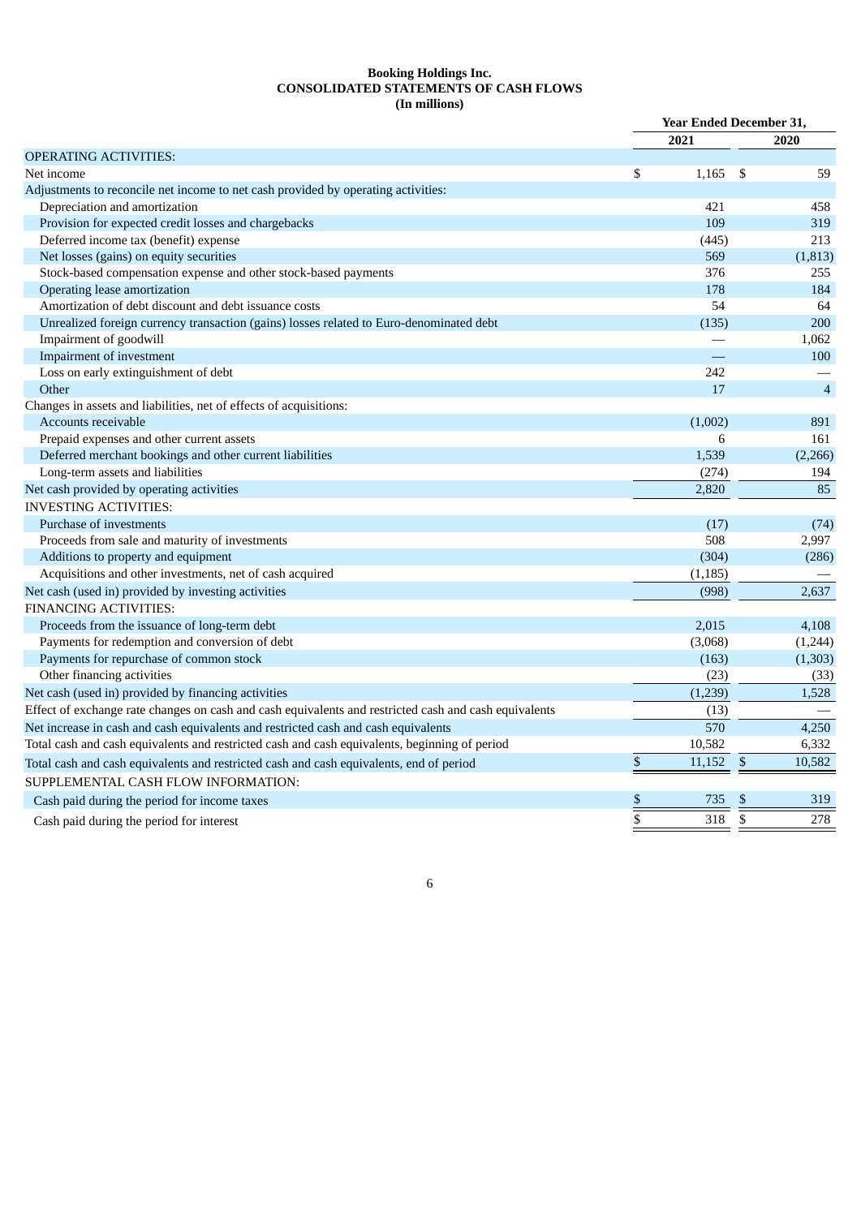# Booking Holdings Inc.
## CONSOLIDATED STATEMENTS OF CASH FLOWS
### (In millions)

| | Year Ended December 31, | |
|---|---|---|
| | 2021 | 2020 |
| **OPERATING ACTIVITIES:** | | |
| Net income | $ 1,165 | $ 59 |
| Adjustments to reconcile net income to net cash provided by operating activities: | | |
| Depreciation and amortization | 421 | 458 |
| Provision for expected credit losses and chargebacks | 109 | 319 |
| Deferred income tax (benefit) expense | (445) | 213 |
| Net losses (gains) on equity securities | 569 | (1,813) |
| Stock-based compensation expense and other stock-based payments | 376 | 255 |
| Operating lease amortization | 178 | 184 |
| Amortization of debt discount and debt issuance costs | 54 | 64 |
| Unrealized foreign currency transaction (gains) losses related to Euro-denominated debt | (135) | 200 |
| Impairment of goodwill | — | 1,062 |
| Impairment of investment | — | 100 |
| Loss on early extinguishment of debt | 242 | — |
| Other | 17 | 4 |
| Changes in assets and liabilities, net of effects of acquisitions: | | |
| Accounts receivable | (1,002) | 891 |
| Prepaid expenses and other current assets | 6 | 161 |
| Deferred merchant bookings and other current liabilities | 1,539 | (2,266) |
| Long-term assets and liabilities | (274) | 194 |
| Net cash provided by operating activities | 2,820 | 85 |
| **INVESTING ACTIVITIES:** | | |
| Purchase of investments | (17) | (74) |
| Proceeds from sale and maturity of investments | 508 | 2,997 |
| Additions to property and equipment | (304) | (286) |
| Acquisitions and other investments, net of cash acquired | (1,185) | — |
| Net cash (used in) provided by investing activities | (998) | 2,637 |
| **FINANCING ACTIVITIES:** | | |
| Proceeds from the issuance of long-term debt | 2,015 | 4,108 |
| Payments for redemption and conversion of debt | (3,068) | (1,244) |
| Payments for repurchase of common stock | (163) | (1,303) |
| Other financing activities | (23) | (33) |
| Net cash (used in) provided by financing activities | (1,239) | 1,528 |
| Effect of exchange rate changes on cash and cash equivalents and restricted cash and cash equivalents | (13) | — |
| Net increase in cash and cash equivalents and restricted cash and cash equivalents | 570 | 4,250 |
| Total cash and cash equivalents and restricted cash and cash equivalents, beginning of period | 10,582 | 6,332 |
| Total cash and cash equivalents and restricted cash and cash equivalents, end of period | $ 11,152 | $ 10,582 |
| **SUPPLEMENTAL CASH FLOW INFORMATION:** | | |
| Cash paid during the period for income taxes | $ 735 | $ 319 |
| Cash paid during the period for interest | $ 318 | $ 278 |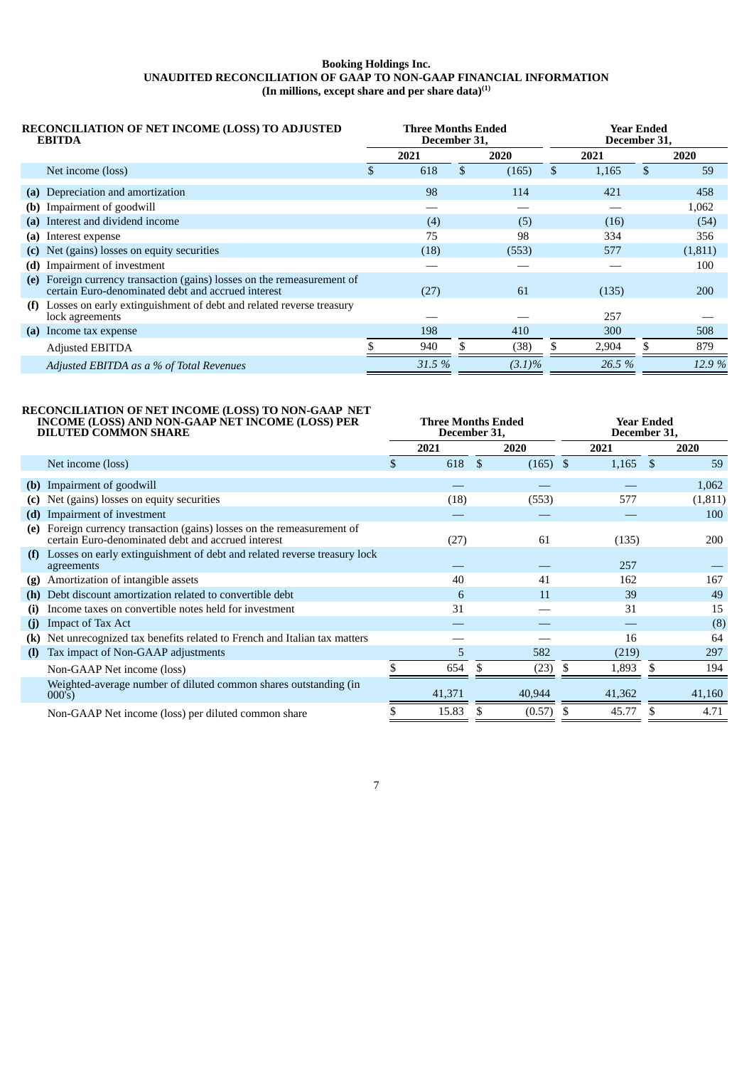**Booking Holdings Inc.**
**UNAUDITED RECONCILIATION OF GAAP TO NON-GAAP FINANCIAL INFORMATION**
**(In millions, except share and per share data)[1]**

| RECONCILIATION OF NET INCOME (LOSS) TO ADJUSTED EBITDA | | Three Months Ended December 31, | | Year Ended December 31, | |
|---|---|---|---|---|---|
| | | 2021 | 2020 | 2021 | 2020 |
| | Net income (loss) | $ 618 | $ (165) | $ 1,165 | $ 59 |
| **(a)** | Depreciation and amortization | 98 | 114 | 421 | 458 |
| **(b)** | Impairment of goodwill | — | — | — | 1,062 |
| **(a)** | Interest and dividend income | (4) | (5) | (16) | (54) |
| **(a)** | Interest expense | 75 | 98 | 334 | 356 |
| **(c)** | Net (gains) losses on equity securities | (18) | (553) | 577 | (1,811) |
| **(d)** | Impairment of investment | — | — | — | 100 |
| **(e)** | Foreign currency transaction (gains) losses on the remeasurement of certain Euro-denominated debt and accrued interest | (27) | 61 | (135) | 200 |
| **(f)** | Losses on early extinguishment of debt and related reverse treasury lock agreements | — | — | 257 | — |
| **(a)** | Income tax expense | 198 | 410 | 300 | 508 |
| | Adjusted EBITDA | $ 940 | $ (38) | $ 2,904 | $ 879 |
| | *Adjusted EBITDA as a % of Total Revenues* | *31.5 %* | *(3.1)%* | *26.5 %* | *12.9 %* |

| RECONCILIATION OF NET INCOME (LOSS) TO NON-GAAP NET INCOME (LOSS) AND NON-GAAP NET INCOME (LOSS) PER DILUTED COMMON SHARE | | Three Months Ended December 31, | | Year Ended December 31, | |
|---|---|---|---|---|---|
| | | 2021 | 2020 | 2021 | 2020 |
| | Net income (loss) | $ 618 | $ (165) | $ 1,165 | $ 59 |
| **(b)** | Impairment of goodwill | — | — | — | 1,062 |
| **(c)** | Net (gains) losses on equity securities | (18) | (553) | 577 | (1,811) |
| **(d)** | Impairment of investment | — | — | — | 100 |
| **(e)** | Foreign currency transaction (gains) losses on the remeasurement of certain Euro-denominated debt and accrued interest | (27) | 61 | (135) | 200 |
| **(f)** | Losses on early extinguishment of debt and related reverse treasury lock agreements | — | — | 257 | — |
| **(g)** | Amortization of intangible assets | 40 | 41 | 162 | 167 |
| **(h)** | Debt discount amortization related to convertible debt | 6 | 11 | 39 | 49 |
| **(i)** | Income taxes on convertible notes held for investment | 31 | — | 31 | 15 |
| **(j)** | Impact of Tax Act | — | — | — | (8) |
| **(k)** | Net unrecognized tax benefits related to French and Italian tax matters | — | — | 16 | 64 |
| **(l)** | Tax impact of Non-GAAP adjustments | 5 | 582 | (219) | 297 |
| | Non-GAAP Net income (loss) | $ 654 | $ (23) | $ 1,893 | $ 194 |
| | Weighted-average number of diluted common shares outstanding (in 000's) | 41,371 | 40,944 | 41,362 | 41,160 |
| | Non-GAAP Net income (loss) per diluted common share | $ 15.83 | $ (0.57) | $ 45.77 | $ 4.71 |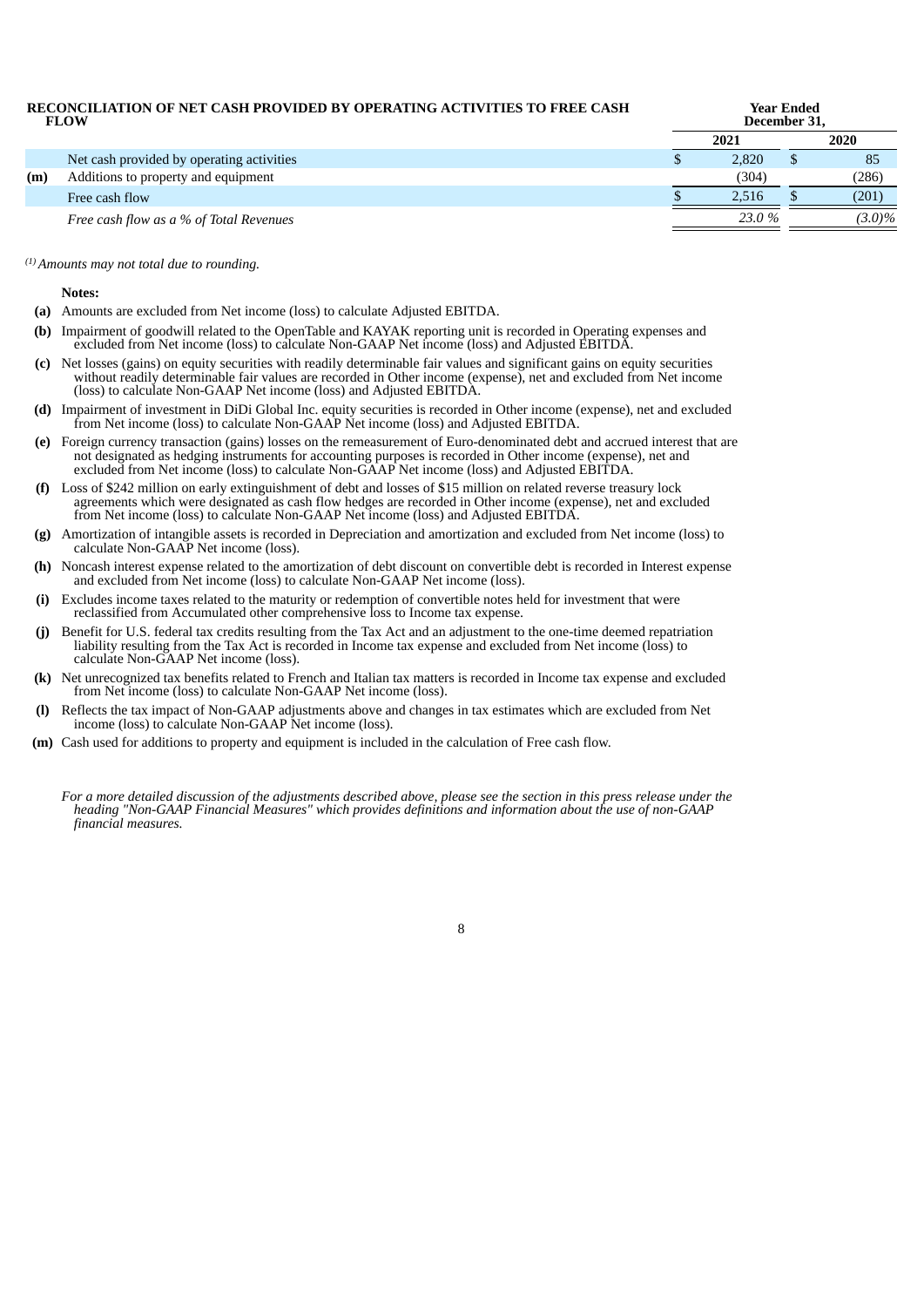| | **RECONCILIATION OF NET CASH PROVIDED BY OPERATING ACTIVITIES TO FREE CASH FLOW** | **Year Ended December 31,** | |
|---|---|---|---|
| | | **2021** | **2020** |
| | Net cash provided by operating activities | $ 2,820 | $ 85 |
| **(m)** | Additions to property and equipment | (304) | (286) |
| | Free cash flow | $ 2,516 | $ (201) |
| | *Free cash flow as a % of Total Revenues* | *23.0 %* | *(3.0)%* |

*[(1)] Amounts may not total due to rounding.*

**Notes:**

- **(a)** Amounts are excluded from Net income (loss) to calculate Adjusted EBITDA.
- **(b)** Impairment of goodwill related to the OpenTable and KAYAK reporting unit is recorded in Operating expenses and excluded from Net income (loss) to calculate Non-GAAP Net income (loss) and Adjusted EBITDA.
- **(c)** Net losses (gains) on equity securities with readily determinable fair values and significant gains on equity securities without readily determinable fair values are recorded in Other income (expense), net and excluded from Net income (loss) to calculate Non-GAAP Net income (loss) and Adjusted EBITDA.
- **(d)** Impairment of investment in DiDi Global Inc. equity securities is recorded in Other income (expense), net and excluded from Net income (loss) to calculate Non-GAAP Net income (loss) and Adjusted EBITDA.
- **(e)** Foreign currency transaction (gains) losses on the remeasurement of Euro-denominated debt and accrued interest that are not designated as hedging instruments for accounting purposes is recorded in Other income (expense), net and excluded from Net income (loss) to calculate Non-GAAP Net income (loss) and Adjusted EBITDA.
- **(f)** Loss of $242 million on early extinguishment of debt and losses of $15 million on related reverse treasury lock agreements which were designated as cash flow hedges are recorded in Other income (expense), net and excluded from Net income (loss) to calculate Non-GAAP Net income (loss) and Adjusted EBITDA.
- **(g)** Amortization of intangible assets is recorded in Depreciation and amortization and excluded from Net income (loss) to calculate Non-GAAP Net income (loss).
- **(h)** Noncash interest expense related to the amortization of debt discount on convertible debt is recorded in Interest expense and excluded from Net income (loss) to calculate Non-GAAP Net income (loss).
- **(i)** Excludes income taxes related to the maturity or redemption of convertible notes held for investment that were reclassified from Accumulated other comprehensive loss to Income tax expense.
- **(j)** Benefit for U.S. federal tax credits resulting from the Tax Act and an adjustment to the one-time deemed repatriation liability resulting from the Tax Act is recorded in Income tax expense and excluded from Net income (loss) to calculate Non-GAAP Net income (loss).
- **(k)** Net unrecognized tax benefits related to French and Italian tax matters is recorded in Income tax expense and excluded from Net income (loss) to calculate Non-GAAP Net income (loss).
- **(l)** Reflects the tax impact of Non-GAAP adjustments above and changes in tax estimates which are excluded from Net income (loss) to calculate Non-GAAP Net income (loss).
- **(m)** Cash used for additions to property and equipment is included in the calculation of Free cash flow.

*For a more detailed discussion of the adjustments described above, please see the section in this press release under the heading "Non-GAAP Financial Measures" which provides definitions and information about the use of non-GAAP financial measures.*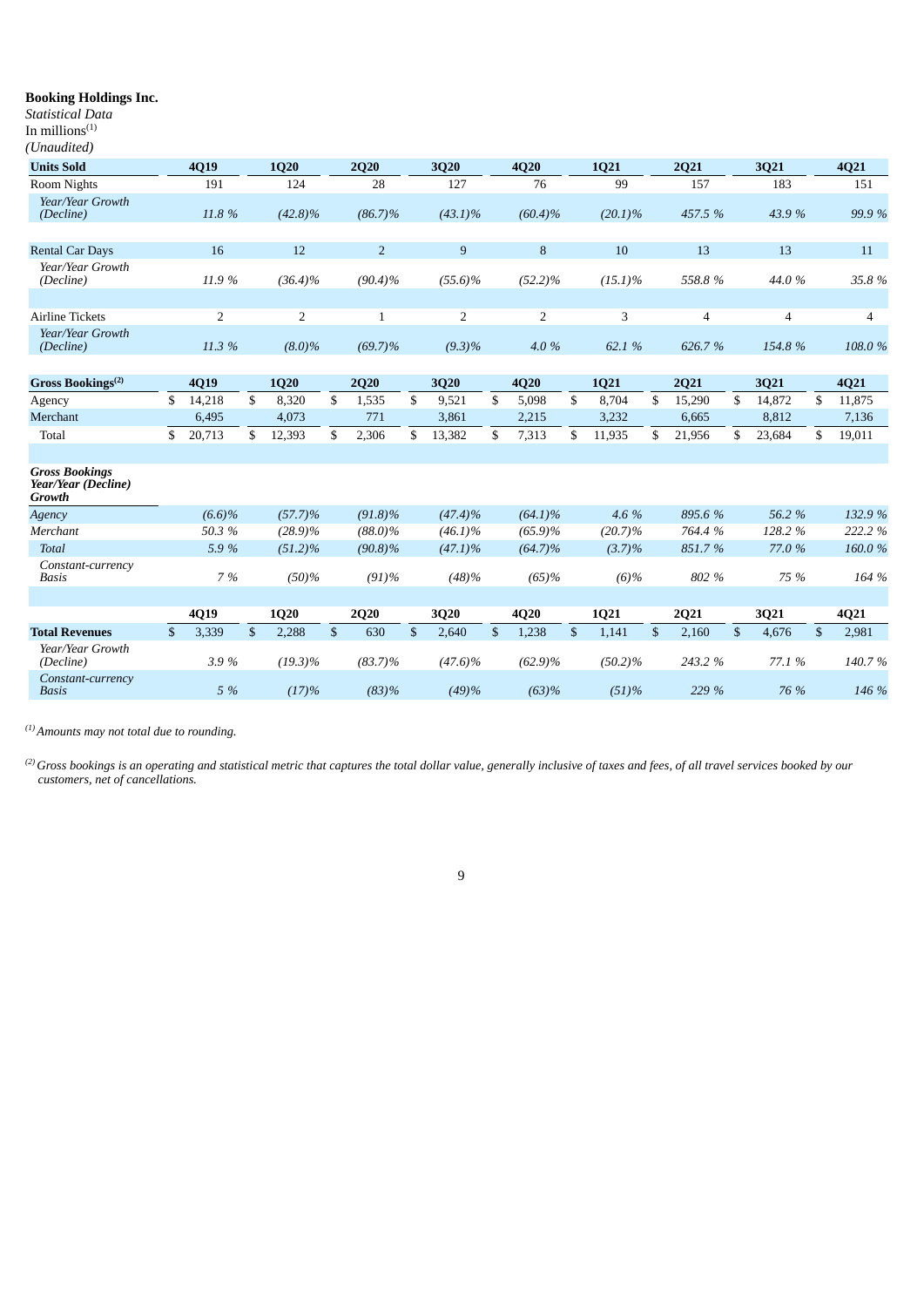**Booking Holdings Inc.**

*Statistical Data*

In millions[(1)]

*(Unaudited)*

| **Units Sold** | 4Q19 | 1Q20 | 2Q20 | 3Q20 | 4Q20 | 1Q21 | 2Q21 | 3Q21 | 4Q21 |
|---|---|---|---|---|---|---|---|---|---|
| Room Nights | 191 | 124 | 28 | 127 | 76 | 99 | 157 | 183 | 151 |
| *Year/Year Growth (Decline)* | *11.8 %* | *(42.8)%* | *(86.7)%* | *(43.1)%* | *(60.4)%* | *(20.1)%* | *457.5 %* | *43.9 %* | *99.9 %* |
| | | | | | | | | | |
| Rental Car Days | 16 | 12 | 2 | 9 | 8 | 10 | 13 | 13 | 11 |
| *Year/Year Growth (Decline)* | *11.9 %* | *(36.4)%* | *(90.4)%* | *(55.6)%* | *(52.2)%* | *(15.1)%* | *558.8 %* | *44.0 %* | *35.8 %* |
| | | | | | | | | | |
| Airline Tickets | 2 | 2 | 1 | 2 | 2 | 3 | 4 | 4 | 4 |
| *Year/Year Growth (Decline)* | *11.3 %* | *(8.0)%* | *(69.7)%* | *(9.3)%* | *4.0 %* | *62.1 %* | *626.7 %* | *154.8 %* | *108.0 %* |

| **Gross Bookings**[(2)] | 4Q19 | 1Q20 | 2Q20 | 3Q20 | 4Q20 | 1Q21 | 2Q21 | 3Q21 | 4Q21 |
|---|---|---|---|---|---|---|---|---|---|
| Agency | $ 14,218 | $ 8,320 | $ 1,535 | $ 9,521 | $ 5,098 | $ 8,704 | $ 15,290 | $ 14,872 | $ 11,875 |
| Merchant | 6,495 | 4,073 | 771 | 3,861 | 2,215 | 3,232 | 6,665 | 8,812 | 7,136 |
| Total | $ 20,713 | $ 12,393 | $ 2,306 | $ 13,382 | $ 7,313 | $ 11,935 | $ 21,956 | $ 23,684 | $ 19,011 |
| | | | | | | | | | |
| ***Gross Bookings Year/Year (Decline) Growth*** | | | | | | | | | |
| *Agency* | *(6.6)%* | *(57.7)%* | *(91.8)%* | *(47.4)%* | *(64.1)%* | *4.6 %* | *895.6 %* | *56.2 %* | *132.9 %* |
| *Merchant* | *50.3 %* | *(28.9)%* | *(88.0)%* | *(46.1)%* | *(65.9)%* | *(20.7)%* | *764.4 %* | *128.2 %* | *222.2 %* |
| *Total* | *5.9 %* | *(51.2)%* | *(90.8)%* | *(47.1)%* | *(64.7)%* | *(3.7)%* | *851.7 %* | *77.0 %* | *160.0 %* |
| *Constant-currency Basis* | *7 %* | *(50)%* | *(91)%* | *(48)%* | *(65)%* | *(6)%* | *802 %* | *75 %* | *164 %* |

| | 4Q19 | 1Q20 | 2Q20 | 3Q20 | 4Q20 | 1Q21 | 2Q21 | 3Q21 | 4Q21 |
|---|---|---|---|---|---|---|---|---|---|
| **Total Revenues** | $ 3,339 | $ 2,288 | $ 630 | $ 2,640 | $ 1,238 | $ 1,141 | $ 2,160 | $ 4,676 | $ 2,981 |
| *Year/Year Growth (Decline)* | *3.9 %* | *(19.3)%* | *(83.7)%* | *(47.6)%* | *(62.9)%* | *(50.2)%* | *243.2 %* | *77.1 %* | *140.7 %* |
| *Constant-currency Basis* | *5 %* | *(17)%* | *(83)%* | *(49)%* | *(63)%* | *(51)%* | *229 %* | *76 %* | *146 %* |

[(1)] *Amounts may not total due to rounding.*

[(2)] *Gross bookings is an operating and statistical metric that captures the total dollar value, generally inclusive of taxes and fees, of all travel services booked by our customers, net of cancellations.*